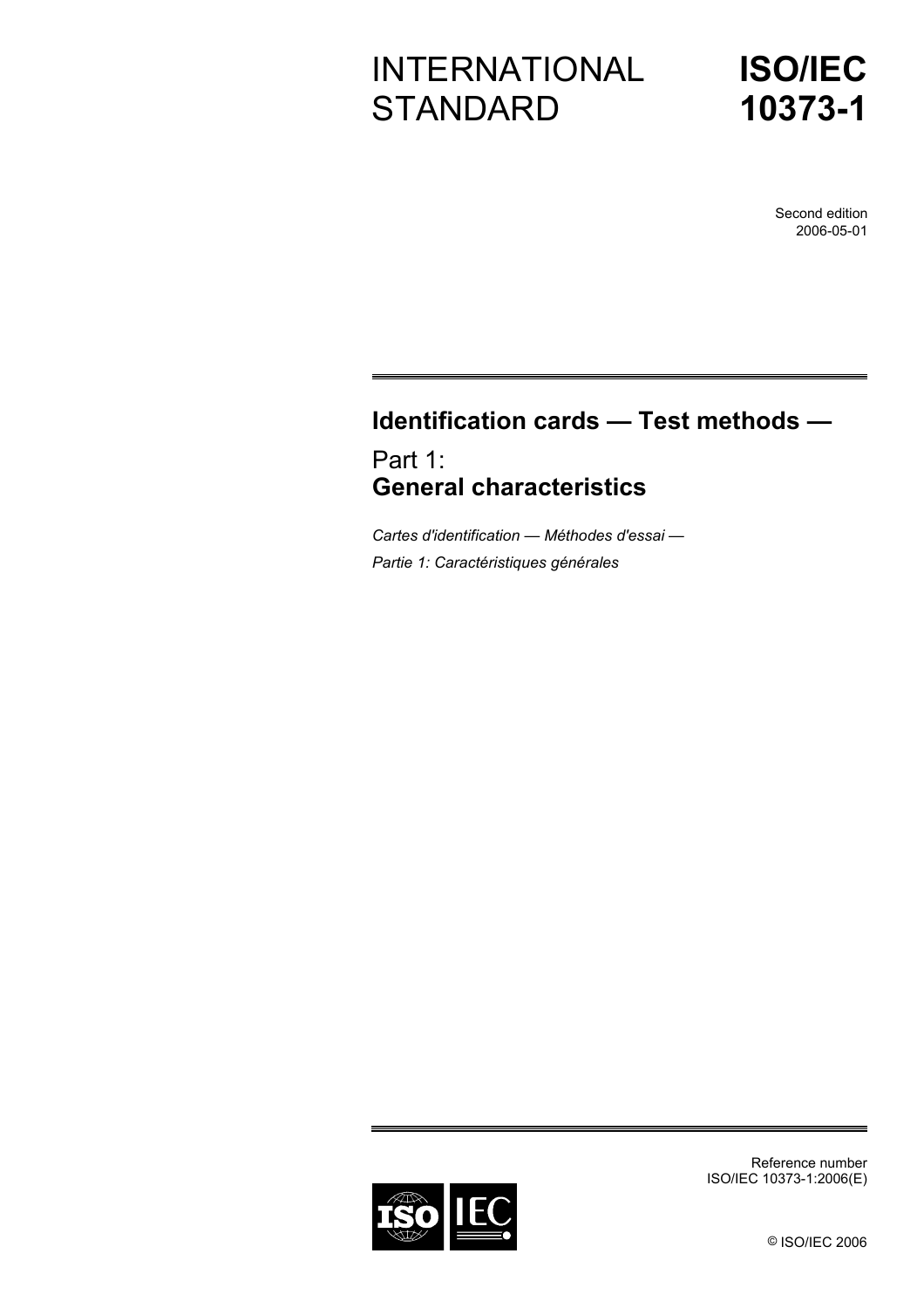# INTERNATIONAL STANDARD

# ISO/IEC 10373-1

Second edition
2006-05-01

## Identification cards — Test methods —

## Part 1:
## General characteristics

*Cartes d'identification — Méthodes d'essai —*

*Partie 1: Caractéristiques générales*

Reference number
ISO/IEC 10373-1:2006(E)

© ISO/IEC 2006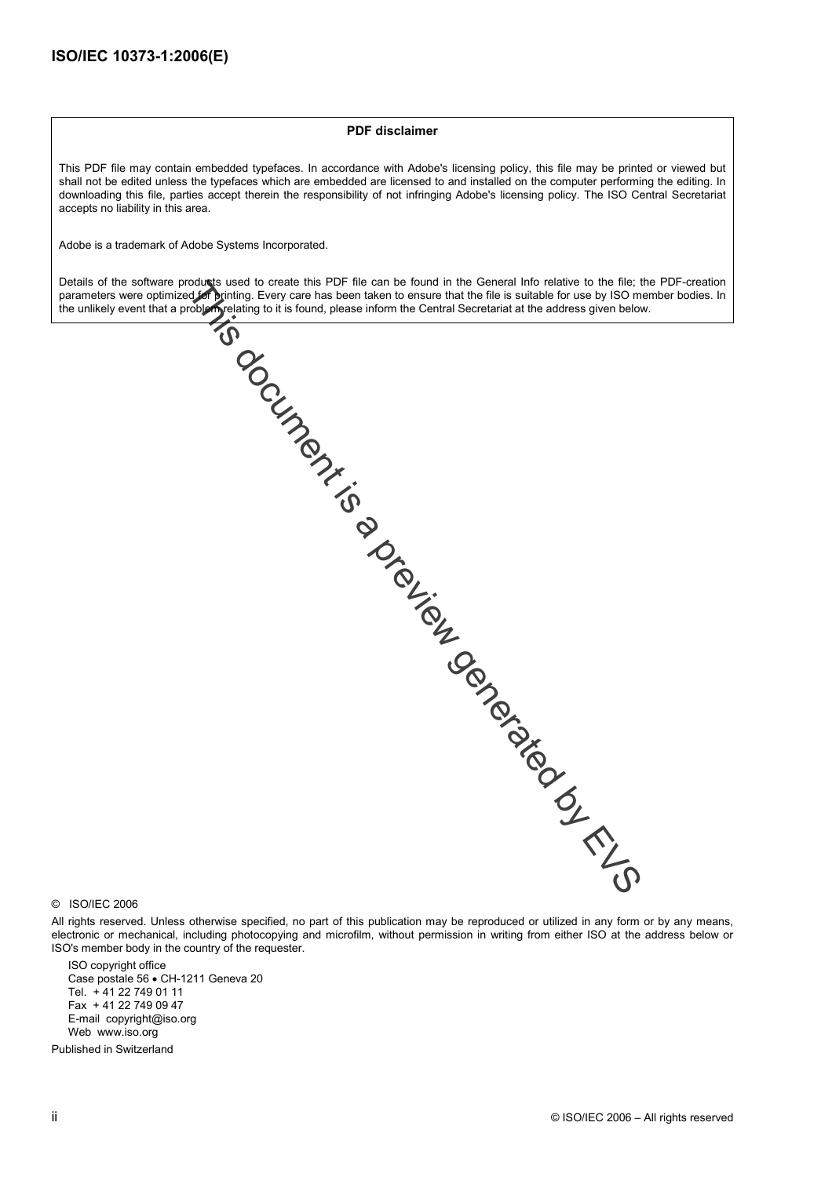**PDF disclaimer**

This PDF file may contain embedded typefaces. In accordance with Adobe's licensing policy, this file may be printed or viewed but shall not be edited unless the typefaces which are embedded are licensed to and installed on the computer performing the editing. In downloading this file, parties accept therein the responsibility of not infringing Adobe's licensing policy. The ISO Central Secretariat accepts no liability in this area.

Adobe is a trademark of Adobe Systems Incorporated.

Details of the software products used to create this PDF file can be found in the General Info relative to the file; the PDF-creation parameters were optimized for printing. Every care has been taken to ensure that the file is suitable for use by ISO member bodies. In the unlikely event that a problem relating to it is found, please inform the Central Secretariat at the address given below.

This document is a preview generated by EVS

© ISO/IEC 2006

All rights reserved. Unless otherwise specified, no part of this publication may be reproduced or utilized in any form or by any means, electronic or mechanical, including photocopying and microfilm, without permission in writing from either ISO at the address below or ISO's member body in the country of the requester.

ISO copyright office  
Case postale 56 • CH-1211 Geneva 20  
Tel. + 41 22 749 01 11  
Fax + 41 22 749 09 47  
E-mail copyright@iso.org  
Web www.iso.org

Published in Switzerland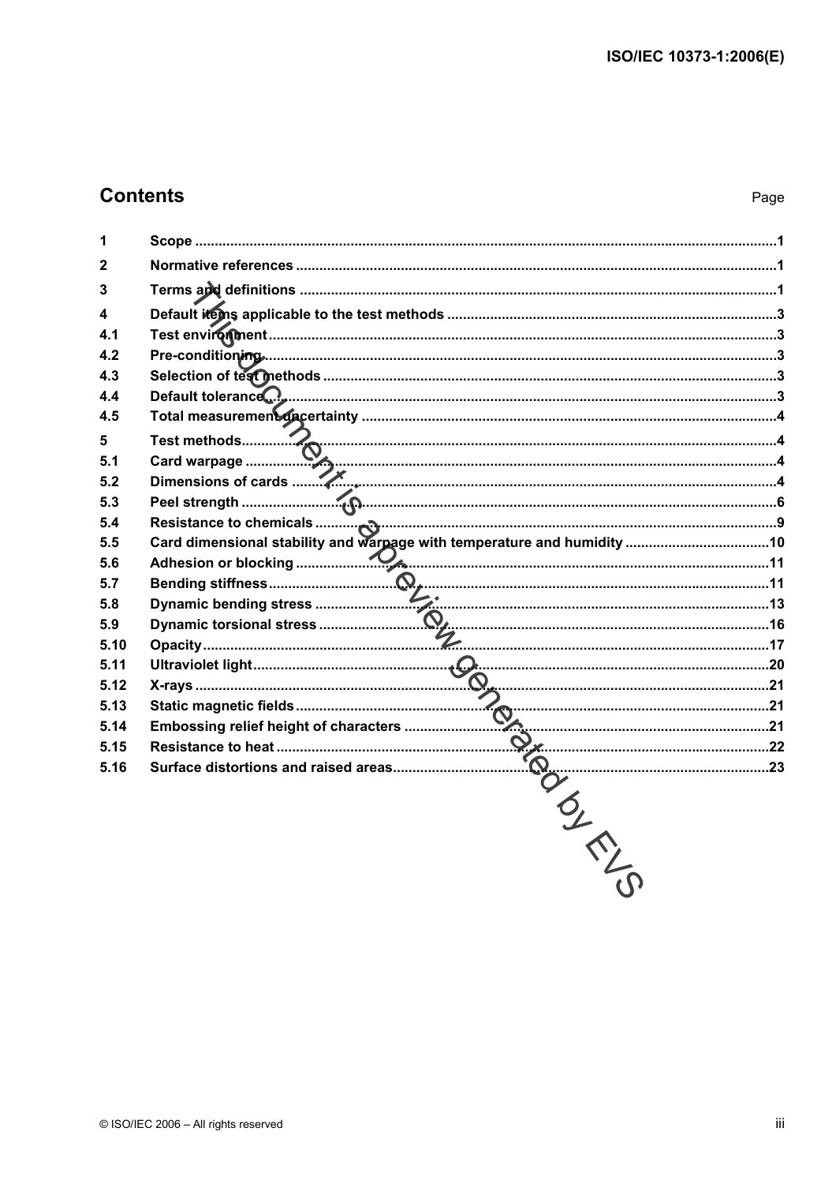## Contents

Page

| | | |
|---|---|---|
| 1 | Scope | 1 |
| 2 | Normative references | 1 |
| 3 | Terms and definitions | 1 |
| 4 | Default items applicable to the test methods | 3 |
| 4.1 | Test environment | 3 |
| 4.2 | Pre-conditioning | 3 |
| 4.3 | Selection of test methods | 3 |
| 4.4 | Default tolerance | 3 |
| 4.5 | Total measurement uncertainty | 4 |
| 5 | Test methods | 4 |
| 5.1 | Card warpage | 4 |
| 5.2 | Dimensions of cards | 4 |
| 5.3 | Peel strength | 6 |
| 5.4 | Resistance to chemicals | 9 |
| 5.5 | Card dimensional stability and warpage with temperature and humidity | 10 |
| 5.6 | Adhesion or blocking | 11 |
| 5.7 | Bending stiffness | 11 |
| 5.8 | Dynamic bending stress | 13 |
| 5.9 | Dynamic torsional stress | 16 |
| 5.10 | Opacity | 17 |
| 5.11 | Ultraviolet light | 20 |
| 5.12 | X-rays | 21 |
| 5.13 | Static magnetic fields | 21 |
| 5.14 | Embossing relief height of characters | 21 |
| 5.15 | Resistance to heat | 22 |
| 5.16 | Surface distortions and raised areas | 23 |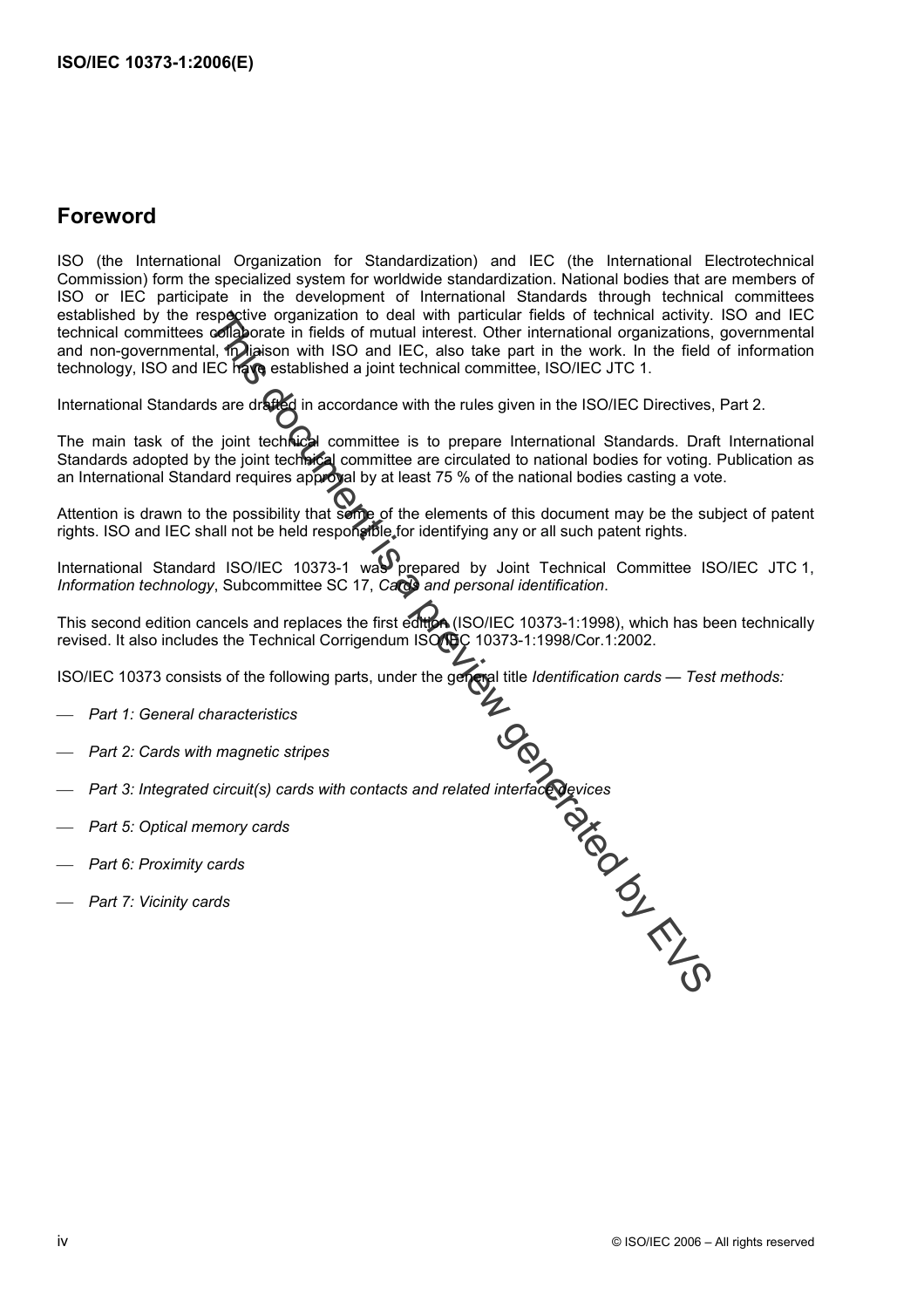## Foreword

ISO (the International Organization for Standardization) and IEC (the International Electrotechnical Commission) form the specialized system for worldwide standardization. National bodies that are members of ISO or IEC participate in the development of International Standards through technical committees established by the respective organization to deal with particular fields of technical activity. ISO and IEC technical committees collaborate in fields of mutual interest. Other international organizations, governmental and non-governmental, in liaison with ISO and IEC, also take part in the work. In the field of information technology, ISO and IEC have established a joint technical committee, ISO/IEC JTC 1.

International Standards are drafted in accordance with the rules given in the ISO/IEC Directives, Part 2.

The main task of the joint technical committee is to prepare International Standards. Draft International Standards adopted by the joint technical committee are circulated to national bodies for voting. Publication as an International Standard requires approval by at least 75 % of the national bodies casting a vote.

Attention is drawn to the possibility that some of the elements of this document may be the subject of patent rights. ISO and IEC shall not be held responsible for identifying any or all such patent rights.

International Standard ISO/IEC 10373-1 was prepared by Joint Technical Committee ISO/IEC JTC 1, *Information technology*, Subcommittee SC 17, *Cards and personal identification*.

This second edition cancels and replaces the first edition (ISO/IEC 10373-1:1998), which has been technically revised. It also includes the Technical Corrigendum ISO/IEC 10373-1:1998/Cor.1:2002.

ISO/IEC 10373 consists of the following parts, under the general title *Identification cards — Test methods:*

- *Part 1: General characteristics*
- *Part 2: Cards with magnetic stripes*
- *Part 3: Integrated circuit(s) cards with contacts and related interface devices*
- *Part 5: Optical memory cards*
- *Part 6: Proximity cards*
- *Part 7: Vicinity cards*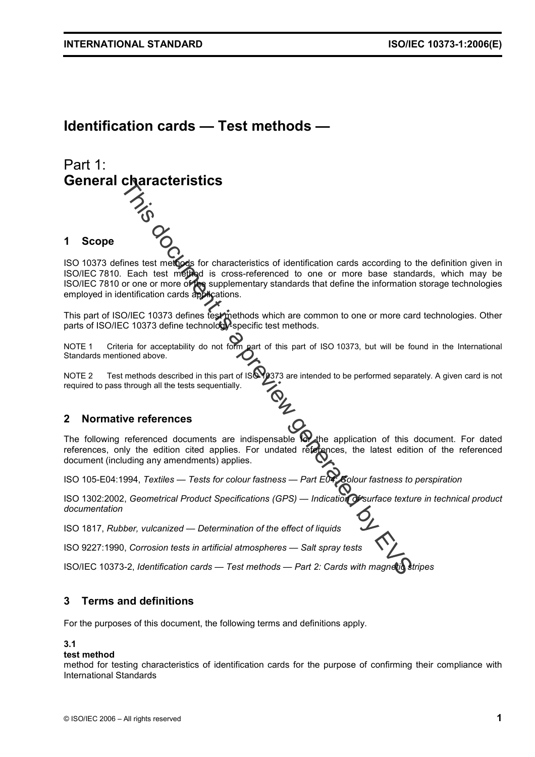# Identification cards — Test methods —

## Part 1: General characteristics

## 1 Scope

ISO 10373 defines test methods for characteristics of identification cards according to the definition given in ISO/IEC 7810. Each test method is cross-referenced to one or more base standards, which may be ISO/IEC 7810 or one or more of the supplementary standards that define the information storage technologies employed in identification cards applications.

This part of ISO/IEC 10373 defines test methods which are common to one or more card technologies. Other parts of ISO/IEC 10373 define technology-specific test methods.

NOTE 1 Criteria for acceptability do not form part of this part of ISO 10373, but will be found in the International Standards mentioned above.

NOTE 2 Test methods described in this part of ISO 10373 are intended to be performed separately. A given card is not required to pass through all the tests sequentially.

## 2 Normative references

The following referenced documents are indispensable for the application of this document. For dated references, only the edition cited applies. For undated references, the latest edition of the referenced document (including any amendments) applies.

ISO 105-E04:1994, *Textiles — Tests for colour fastness — Part E04: Colour fastness to perspiration*

ISO 1302:2002, *Geometrical Product Specifications (GPS) — Indication of surface texture in technical product documentation*

ISO 1817, *Rubber, vulcanized — Determination of the effect of liquids*

ISO 9227:1990, *Corrosion tests in artificial atmospheres — Salt spray tests*

ISO/IEC 10373-2, *Identification cards — Test methods — Part 2: Cards with magnetic stripes*

## 3 Terms and definitions

For the purposes of this document, the following terms and definitions apply.

**3.1**
**test method**
method for testing characteristics of identification cards for the purpose of confirming their compliance with International Standards